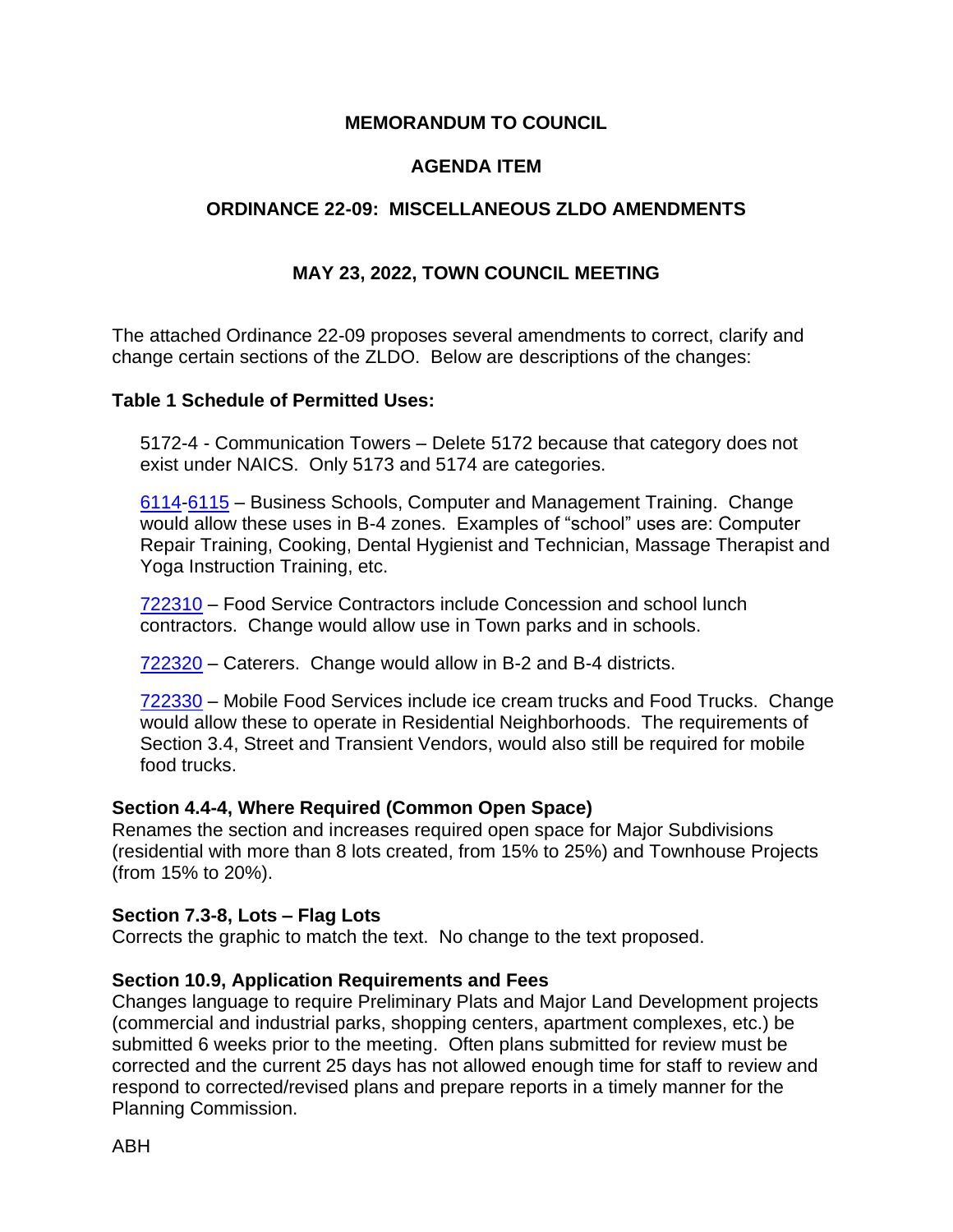**MEMORANDUM TO COUNCIL**

**AGENDA ITEM**

**ORDINANCE 22-09: MISCELLANEOUS ZLDO AMENDMENTS**

**MAY 23, 2022, TOWN COUNCIL MEETING**

The attached Ordinance 22-09 proposes several amendments to correct, clarify and change certain sections of the ZLDO. Below are descriptions of the changes:

**Table 1 Schedule of Permitted Uses:**

5172-4 - Communication Towers – Delete 5172 because that category does not exist under NAICS. Only 5173 and 5174 are categories.

6114-6115 – Business Schools, Computer and Management Training. Change would allow these uses in B-4 zones. Examples of "school" uses are: Computer Repair Training, Cooking, Dental Hygienist and Technician, Massage Therapist and Yoga Instruction Training, etc.

722310 – Food Service Contractors include Concession and school lunch contractors. Change would allow use in Town parks and in schools.

722320 – Caterers. Change would allow in B-2 and B-4 districts.

722330 – Mobile Food Services include ice cream trucks and Food Trucks. Change would allow these to operate in Residential Neighborhoods. The requirements of Section 3.4, Street and Transient Vendors, would also still be required for mobile food trucks.

**Section 4.4-4, Where Required (Common Open Space)**

Renames the section and increases required open space for Major Subdivisions (residential with more than 8 lots created, from 15% to 25%) and Townhouse Projects (from 15% to 20%).

**Section 7.3-8, Lots – Flag Lots**

Corrects the graphic to match the text. No change to the text proposed.

**Section 10.9, Application Requirements and Fees**

Changes language to require Preliminary Plats and Major Land Development projects (commercial and industrial parks, shopping centers, apartment complexes, etc.) be submitted 6 weeks prior to the meeting. Often plans submitted for review must be corrected and the current 25 days has not allowed enough time for staff to review and respond to corrected/revised plans and prepare reports in a timely manner for the Planning Commission.

ABH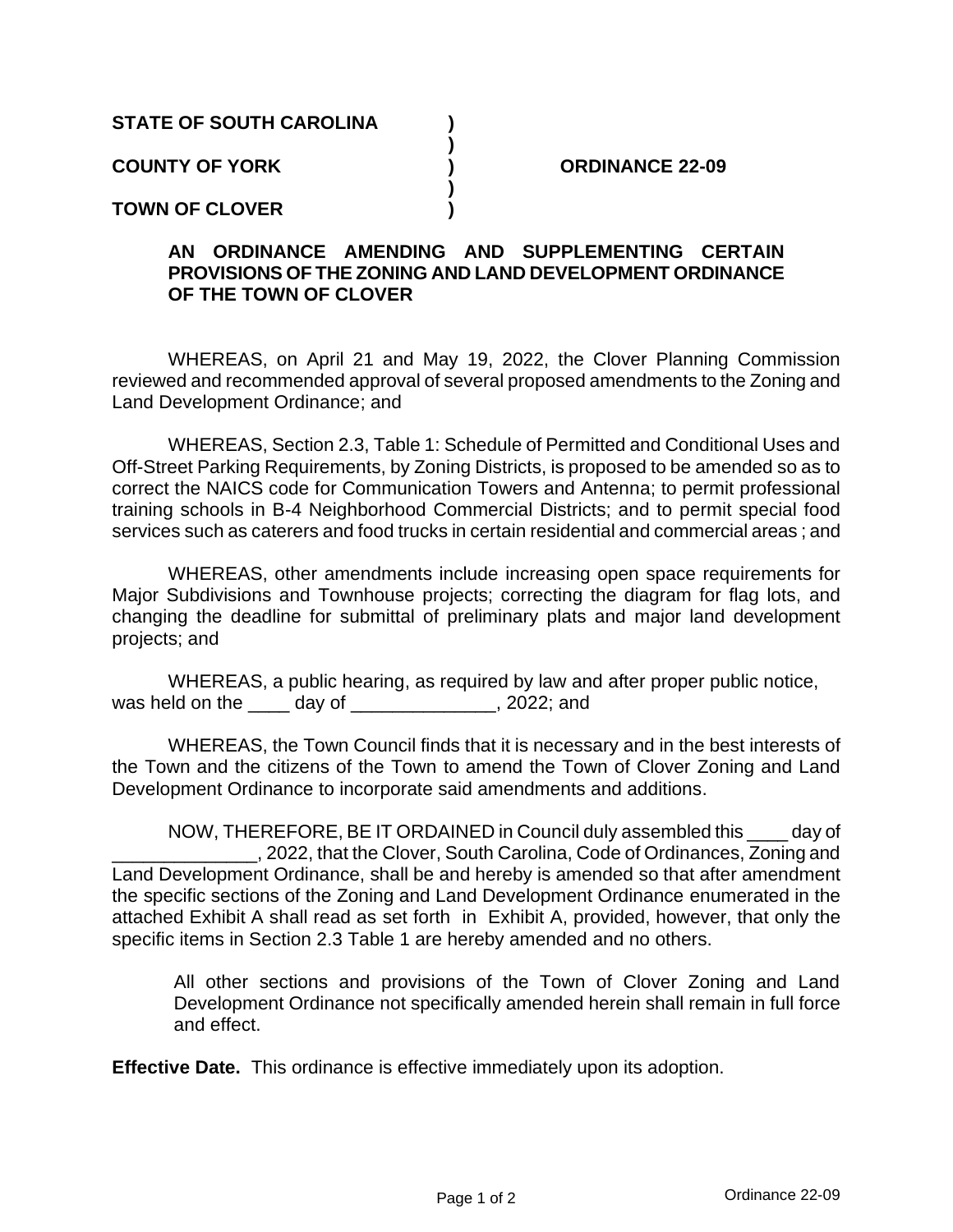**STATE OF SOUTH CAROLINA )**
**)**
**COUNTY OF YORK ) ORDINANCE 22-09**
**)**
**TOWN OF CLOVER )**

**AN ORDINANCE AMENDING AND SUPPLEMENTING CERTAIN PROVISIONS OF THE ZONING AND LAND DEVELOPMENT ORDINANCE OF THE TOWN OF CLOVER**

WHEREAS, on April 21 and May 19, 2022, the Clover Planning Commission reviewed and recommended approval of several proposed amendments to the Zoning and Land Development Ordinance; and

WHEREAS, Section 2.3, Table 1: Schedule of Permitted and Conditional Uses and Off-Street Parking Requirements, by Zoning Districts, is proposed to be amended so as to correct the NAICS code for Communication Towers and Antenna; to permit professional training schools in B-4 Neighborhood Commercial Districts; and to permit special food services such as caterers and food trucks in certain residential and commercial areas ; and

WHEREAS, other amendments include increasing open space requirements for Major Subdivisions and Townhouse projects; correcting the diagram for flag lots, and changing the deadline for submittal of preliminary plats and major land development projects; and

WHEREAS, a public hearing, as required by law and after proper public notice, was held on the ____ day of ______________, 2022; and

WHEREAS, the Town Council finds that it is necessary and in the best interests of the Town and the citizens of the Town to amend the Town of Clover Zoning and Land Development Ordinance to incorporate said amendments and additions.

NOW, THEREFORE, BE IT ORDAINED in Council duly assembled this ____ day of ______________, 2022, that the Clover, South Carolina, Code of Ordinances, Zoning and Land Development Ordinance, shall be and hereby is amended so that after amendment the specific sections of the Zoning and Land Development Ordinance enumerated in the attached Exhibit A shall read as set forth in Exhibit A, provided, however, that only the specific items in Section 2.3 Table 1 are hereby amended and no others.

All other sections and provisions of the Town of Clover Zoning and Land Development Ordinance not specifically amended herein shall remain in full force and effect.

**Effective Date.** This ordinance is effective immediately upon its adoption.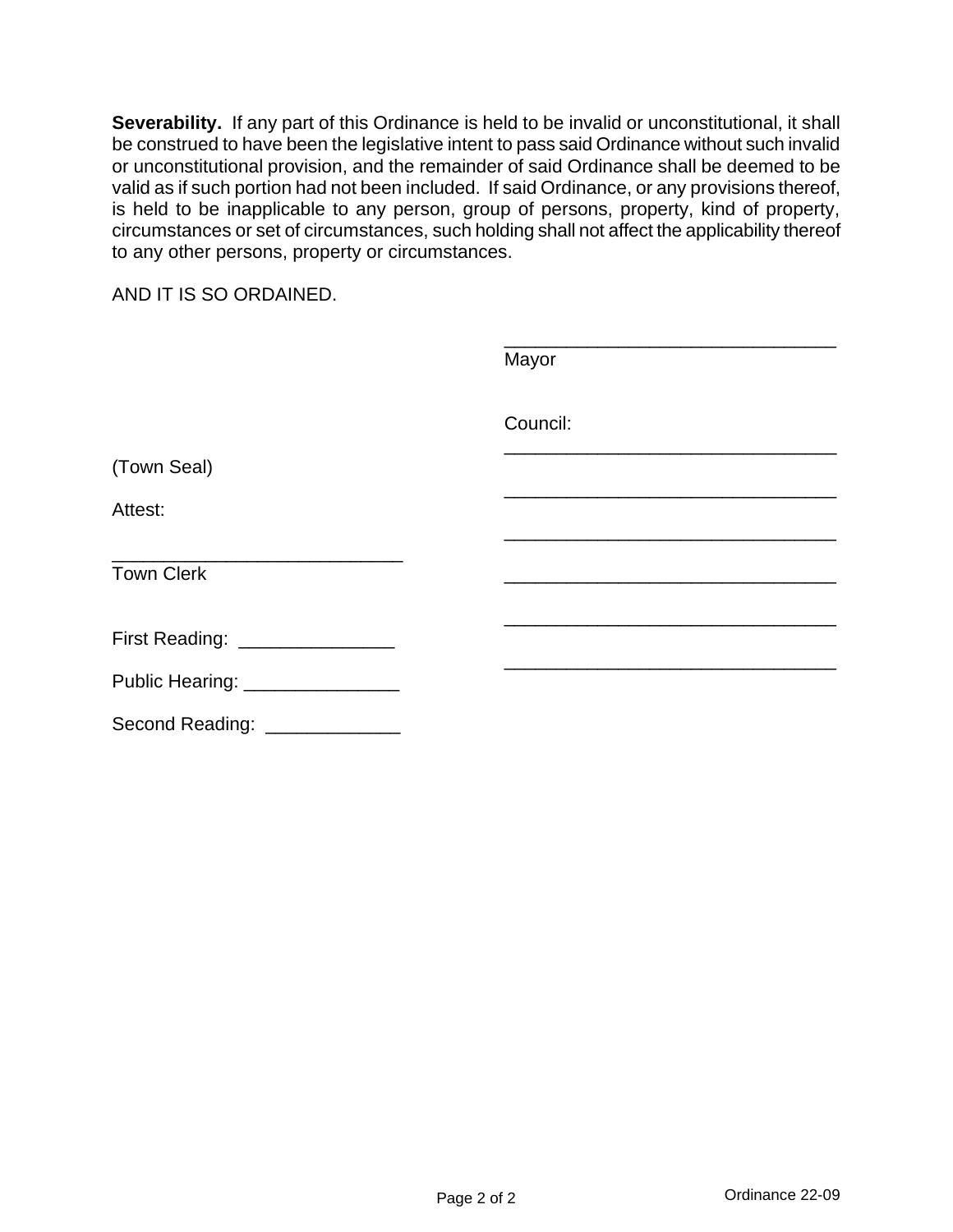**Severability.** If any part of this Ordinance is held to be invalid or unconstitutional, it shall be construed to have been the legislative intent to pass said Ordinance without such invalid or unconstitutional provision, and the remainder of said Ordinance shall be deemed to be valid as if such portion had not been included. If said Ordinance, or any provisions thereof, is held to be inapplicable to any person, group of persons, property, kind of property, circumstances or set of circumstances, such holding shall not affect the applicability thereof to any other persons, property or circumstances.

AND IT IS SO ORDAINED.

________________________________
Mayor

Council:

________________________________

________________________________

________________________________

________________________________

________________________________

________________________________

(Town Seal)

Attest:

____________________________
Town Clerk

First Reading: _______________

Public Hearing: _______________

Second Reading: _____________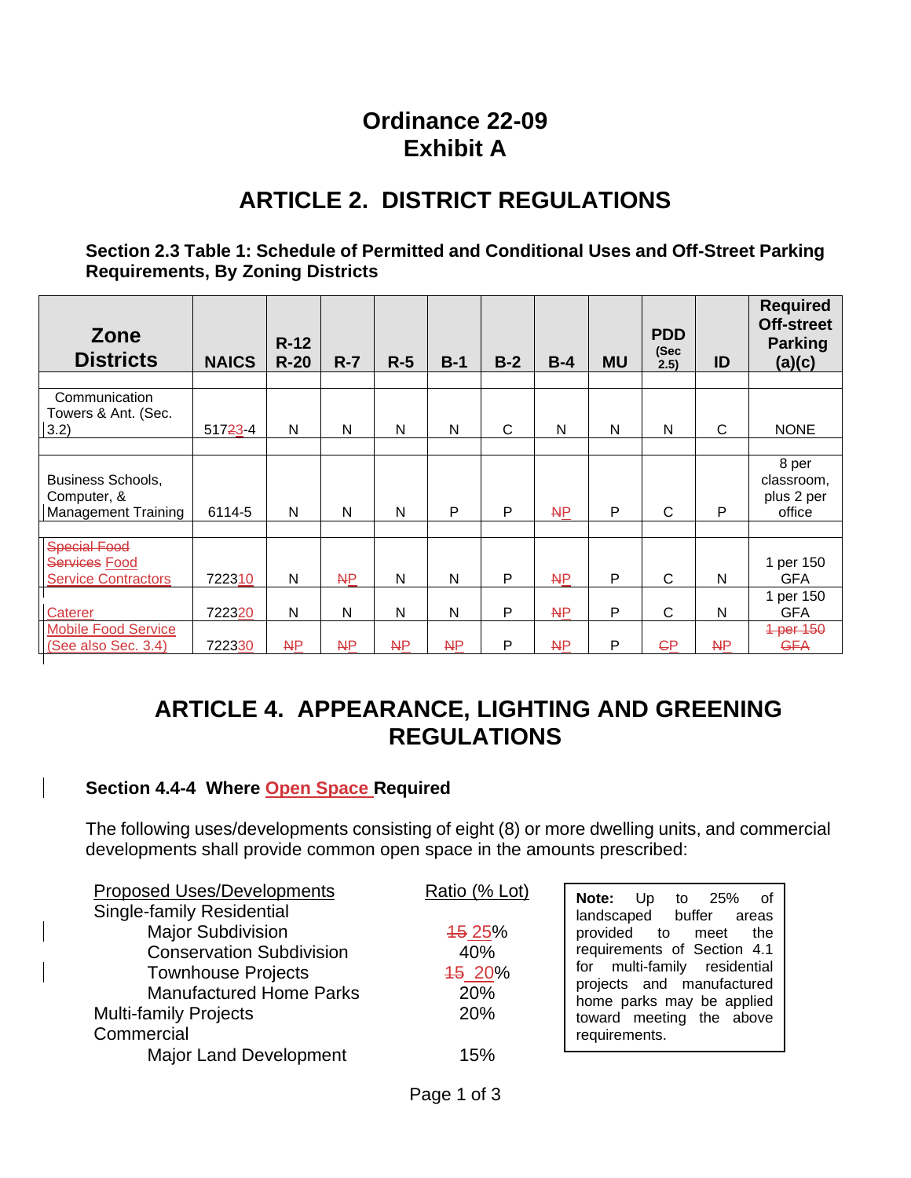# Ordinance 22-09
# Exhibit A

## ARTICLE 2. DISTRICT REGULATIONS

**Section 2.3 Table 1: Schedule of Permitted and Conditional Uses and Off-Street Parking Requirements, By Zoning Districts**

| Zone Districts | NAICS | R-12 R-20 | R-7 | R-5 | B-1 | B-2 | B-4 | MU | PDD (Sec 2.5) | ID | Required Off-street Parking (a)(c) |
|---|---|---|---|---|---|---|---|---|---|---|---|
| Communication Towers & Ant. (Sec. 3.2) | 517~~23~~-4 | N | N | N | N | C | N | N | N | C | NONE |
| Business Schools, Computer, & Management Training | 6114-5 | N | N | N | P | P | ~~N~~P | P | C | P | 8 per classroom, plus 2 per office |
| ~~Special Food Services~~ Food Service Contractors | 722310 | N | ~~N~~P | N | N | P | ~~N~~P | P | C | N | 1 per 150 GFA |
| Caterer | 722320 | N | N | N | N | P | ~~N~~P | P | C | N | 1 per 150 GFA |
| Mobile Food Service (See also Sec. 3.4) | 722330 | ~~N~~P | ~~N~~P | ~~N~~P | ~~N~~P | P | ~~N~~P | P | ~~C~~P | ~~N~~P | ~~1 per 150 GFA~~ |

## ARTICLE 4. APPEARANCE, LIGHTING AND GREENING REGULATIONS

**Section 4.4-4 Where Open Space Required**

The following uses/developments consisting of eight (8) or more dwelling units, and commercial developments shall provide common open space in the amounts prescribed:

| Proposed Uses/Developments | Ratio (% Lot) |
|---|---|
| Single-family Residential | |
| Major Subdivision | ~~15~~ 25% |
| Conservation Subdivision | 40% |
| Townhouse Projects | ~~15~~ 20% |
| Manufactured Home Parks | 20% |
| Multi-family Projects | 20% |
| Commercial | |
| Major Land Development | 15% |

**Note:** Up to 25% of landscaped buffer areas provided to meet the requirements of Section 4.1 for multi-family residential projects and manufactured home parks may be applied toward meeting the above requirements.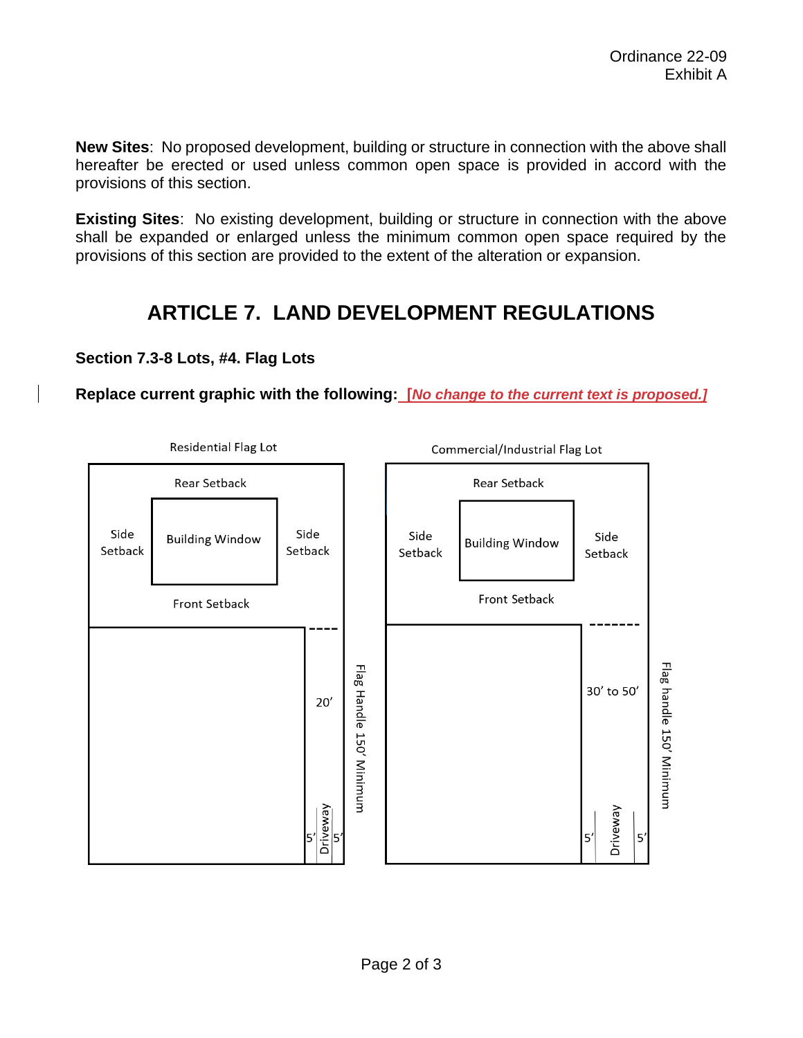**New Sites**: No proposed development, building or structure in connection with the above shall hereafter be erected or used unless common open space is provided in accord with the provisions of this section.

**Existing Sites**: No existing development, building or structure in connection with the above shall be expanded or enlarged unless the minimum common open space required by the provisions of this section are provided to the extent of the alteration or expansion.

# ARTICLE 7. LAND DEVELOPMENT REGULATIONS

### Section 7.3-8 Lots, #4. Flag Lots

**Replace current graphic with the following:** ***[No change to the current text is proposed.]***

Residential Flag Lot

Rear Setback

Side Setback

Building Window

Side Setback

Front Setback

20'

5' Driveway 5'

Flag Handle 150' Minimum

Commercial/Industrial Flag Lot

Rear Setback

Side Setback

Building Window

Side Setback

Front Setback

30' to 50'

5' Driveway 5'

Flag handle 150' Minimum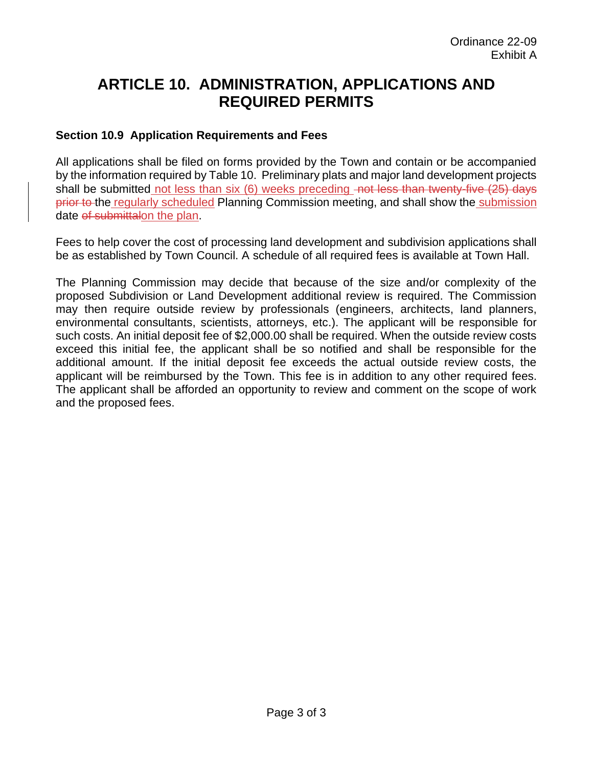Ordinance 22-09
Exhibit A

# ARTICLE 10. ADMINISTRATION, APPLICATIONS AND REQUIRED PERMITS

### Section 10.9 Application Requirements and Fees

All applications shall be filed on forms provided by the Town and contain or be accompanied by the information required by Table 10. Preliminary plats and major land development projects shall be submitted <u>not less than six (6) weeks preceding</u> ~~not less than twenty-five (25) days prior to~~ the <u>regularly scheduled</u> Planning Commission meeting, and shall show the <u>submission</u> date ~~of submittal~~<u>on the plan</u>.

Fees to help cover the cost of processing land development and subdivision applications shall be as established by Town Council. A schedule of all required fees is available at Town Hall.

The Planning Commission may decide that because of the size and/or complexity of the proposed Subdivision or Land Development additional review is required. The Commission may then require outside review by professionals (engineers, architects, land planners, environmental consultants, scientists, attorneys, etc.). The applicant will be responsible for such costs. An initial deposit fee of $2,000.00 shall be required. When the outside review costs exceed this initial fee, the applicant shall be so notified and shall be responsible for the additional amount. If the initial deposit fee exceeds the actual outside review costs, the applicant will be reimbursed by the Town. This fee is in addition to any other required fees. The applicant shall be afforded an opportunity to review and comment on the scope of work and the proposed fees.